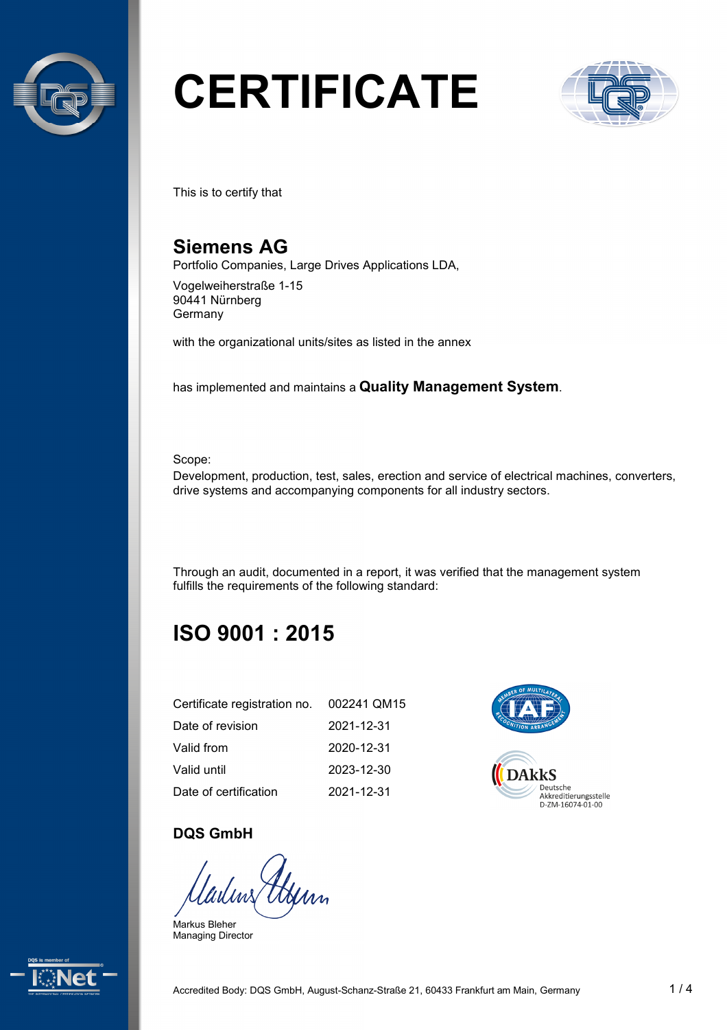# CERTIFICATE

This is to certify that

## Siemens AG

Portfolio Companies, Large Drives Applications LDA,

Vogelweiherstraße 1-15
90441 Nürnberg
Germany

with the organizational units/sites as listed in the annex

has implemented and maintains a **Quality Management System**.

Scope:
Development, production, test, sales, erection and service of electrical machines, converters, drive systems and accompanying components for all industry sectors.

Through an audit, documented in a report, it was verified that the management system fulfills the requirements of the following standard:

## ISO 9001 : 2015

| | |
|---|---|
| Certificate registration no. | 002241 QM15 |
| Date of revision | 2021-12-31 |
| Valid from | 2020-12-31 |
| Valid until | 2023-12-30 |
| Date of certification | 2021-12-31 |

DAkkS Deutsche Akkreditierungsstelle D-ZM-16074-01-00

**DQS GmbH**

Markus Bleher
Managing Director

Accredited Body: DQS GmbH, August-Schanz-Straße 21, 60433 Frankfurt am Main, Germany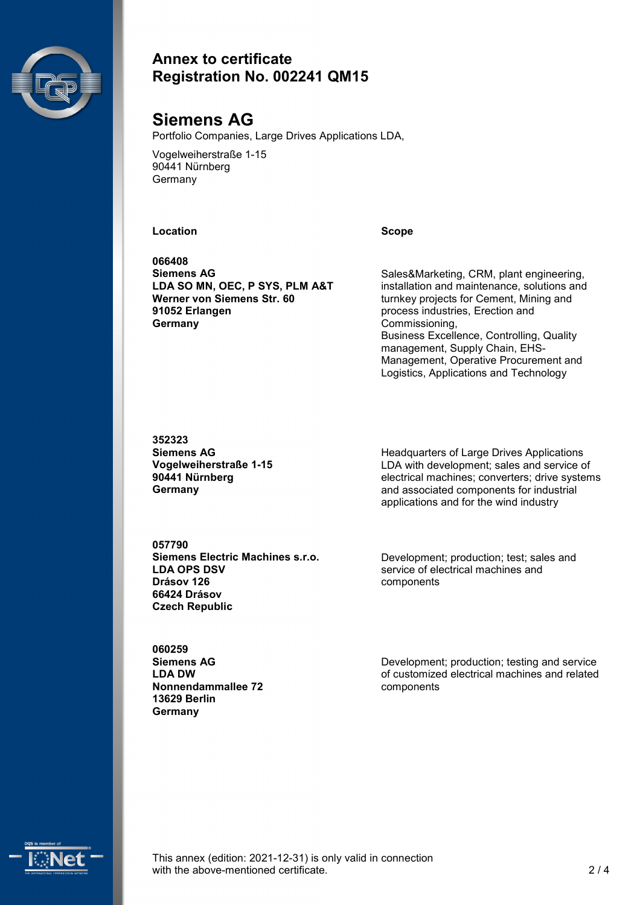## Annex to certificate
## Registration No. 002241 QM15

# Siemens AG

Portfolio Companies, Large Drives Applications LDA,

Vogelweiherstraße 1-15
90441 Nürnberg
Germany

| Location | Scope |
| --- | --- |
| **066408**<br>**Siemens AG**<br>**LDA SO MN, OEC, P SYS, PLM A&T**<br>**Werner von Siemens Str. 60**<br>**91052 Erlangen**<br>**Germany** | Sales&Marketing, CRM, plant engineering, installation and maintenance, solutions and turnkey projects for Cement, Mining and process industries, Erection and Commissioning,<br>Business Excellence, Controlling, Quality management, Supply Chain, EHS-Management, Operative Procurement and Logistics, Applications and Technology |
| **352323**<br>**Siemens AG**<br>**Vogelweiherstraße 1-15**<br>**90441 Nürnberg**<br>**Germany** | Headquarters of Large Drives Applications LDA with development; sales and service of electrical machines; converters; drive systems and associated components for industrial applications and for the wind industry |
| **057790**<br>**Siemens Electric Machines s.r.o.**<br>**LDA OPS DSV**<br>**Drásov 126**<br>**66424 Drásov**<br>**Czech Republic** | Development; production; test; sales and service of electrical machines and components |
| **060259**<br>**Siemens AG**<br>**LDA DW**<br>**Nonnendammallee 72**<br>**13629 Berlin**<br>**Germany** | Development; production; testing and service of customized electrical machines and related components |

This annex (edition: 2021-12-31) is only valid in connection with the above-mentioned certificate.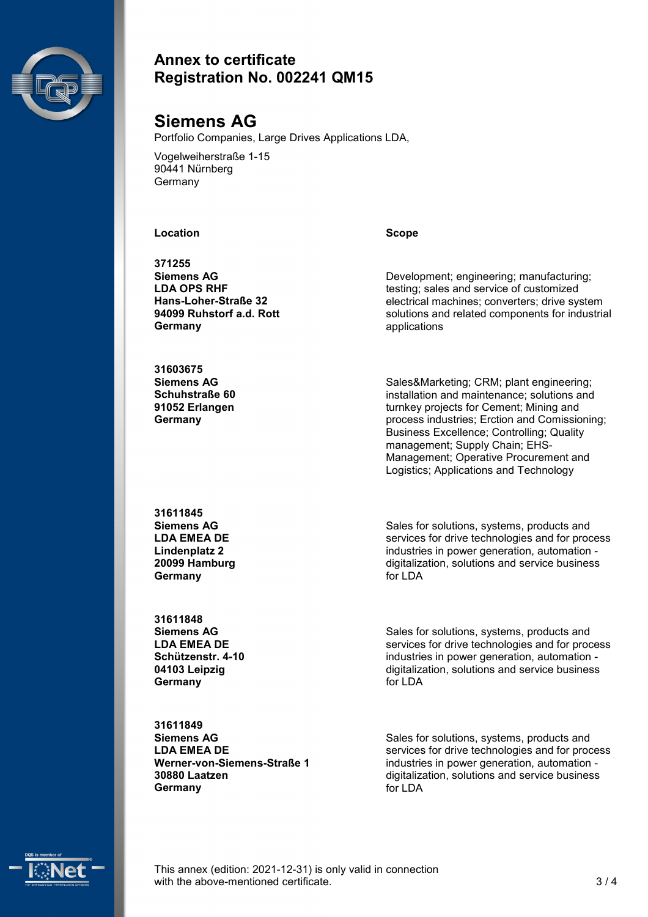# Annex to certificate Registration No. 002241 QM15

## Siemens AG

Portfolio Companies, Large Drives Applications LDA,

Vogelweiherstraße 1-15
90441 Nürnberg
Germany

| Location | Scope |
|---|---|
| **371255**<br>**Siemens AG**<br>**LDA OPS RHF**<br>**Hans-Loher-Straße 32**<br>**94099 Ruhstorf a.d. Rott**<br>**Germany** | Development; engineering; manufacturing; testing; sales and service of customized electrical machines; converters; drive system solutions and related components for industrial applications |
| **31603675**<br>**Siemens AG**<br>**Schuhstraße 60**<br>**91052 Erlangen**<br>**Germany** | Sales&Marketing; CRM; plant engineering; installation and maintenance; solutions and turnkey projects for Cement; Mining and process industries; Erction and Comissioning; Business Excellence; Controlling; Quality management; Supply Chain; EHS-Management; Operative Procurement and Logistics; Applications and Technology |
| **31611845**<br>**Siemens AG**<br>**LDA EMEA DE**<br>**Lindenplatz 2**<br>**20099 Hamburg**<br>**Germany** | Sales for solutions, systems, products and services for drive technologies and for process industries in power generation, automation - digitalization, solutions and service business for LDA |
| **31611848**<br>**Siemens AG**<br>**LDA EMEA DE**<br>**Schützenstr. 4-10**<br>**04103 Leipzig**<br>**Germany** | Sales for solutions, systems, products and services for drive technologies and for process industries in power generation, automation - digitalization, solutions and service business for LDA |
| **31611849**<br>**Siemens AG**<br>**LDA EMEA DE**<br>**Werner-von-Siemens-Straße 1**<br>**30880 Laatzen**<br>**Germany** | Sales for solutions, systems, products and services for drive technologies and for process industries in power generation, automation - digitalization, solutions and service business for LDA |

This annex (edition: 2021-12-31) is only valid in connection with the above-mentioned certificate.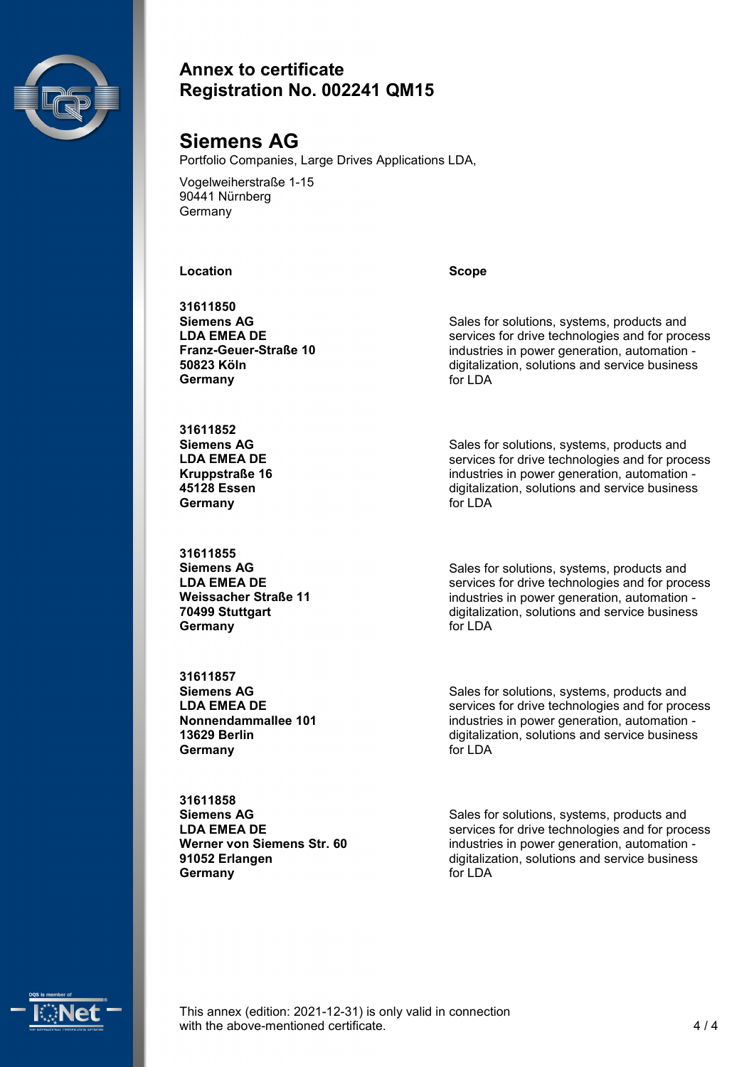## Annex to certificate
## Registration No. 002241 QM15

# Siemens AG

Portfolio Companies, Large Drives Applications LDA,

Vogelweiherstraße 1-15
90441 Nürnberg
Germany

| Location | Scope |
|---|---|
| **31611850**<br>**Siemens AG**<br>**LDA EMEA DE**<br>**Franz-Geuer-Straße 10**<br>**50823 Köln**<br>**Germany** | Sales for solutions, systems, products and services for drive technologies and for process industries in power generation, automation - digitalization, solutions and service business for LDA |
| **31611852**<br>**Siemens AG**<br>**LDA EMEA DE**<br>**Kruppstraße 16**<br>**45128 Essen**<br>**Germany** | Sales for solutions, systems, products and services for drive technologies and for process industries in power generation, automation - digitalization, solutions and service business for LDA |
| **31611855**<br>**Siemens AG**<br>**LDA EMEA DE**<br>**Weissacher Straße 11**<br>**70499 Stuttgart**<br>**Germany** | Sales for solutions, systems, products and services for drive technologies and for process industries in power generation, automation - digitalization, solutions and service business for LDA |
| **31611857**<br>**Siemens AG**<br>**LDA EMEA DE**<br>**Nonnendammallee 101**<br>**13629 Berlin**<br>**Germany** | Sales for solutions, systems, products and services for drive technologies and for process industries in power generation, automation - digitalization, solutions and service business for LDA |
| **31611858**<br>**Siemens AG**<br>**LDA EMEA DE**<br>**Werner von Siemens Str. 60**<br>**91052 Erlangen**<br>**Germany** | Sales for solutions, systems, products and services for drive technologies and for process industries in power generation, automation - digitalization, solutions and service business for LDA |

This annex (edition: 2021-12-31) is only valid in connection with the above-mentioned certificate.